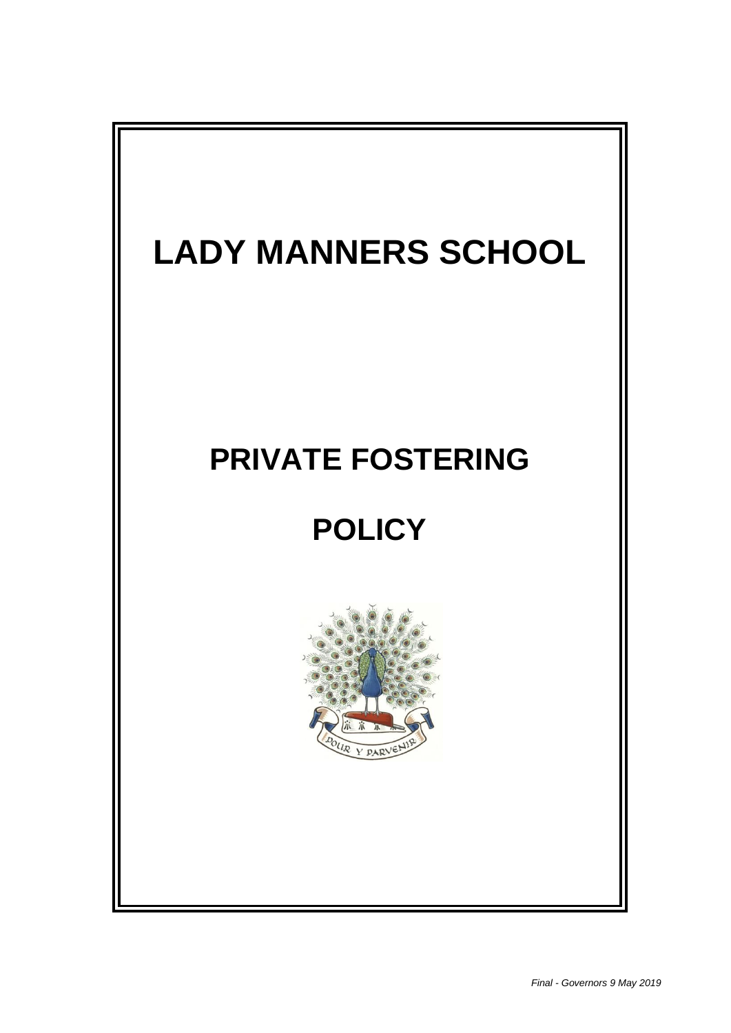# LADY MANNERS SCHOOL

## PRIVATE FOSTERING

## POLICY

POUR Y PARVENIR

*Final - Governors 9 May 2019*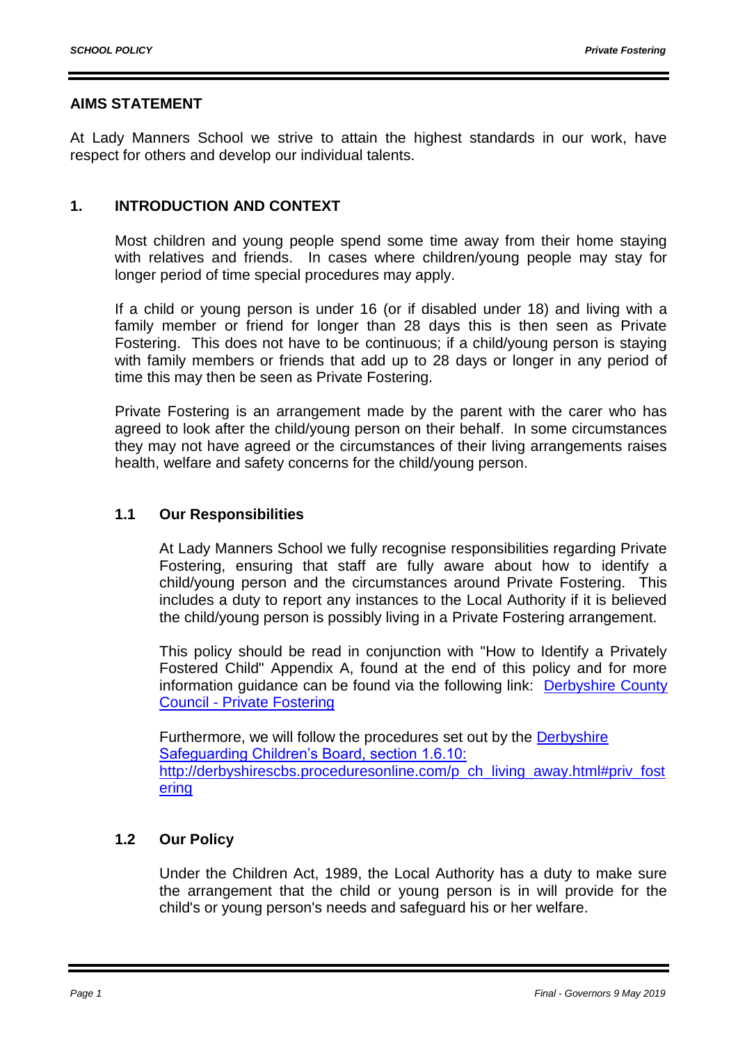## AIMS STATEMENT

At Lady Manners School we strive to attain the highest standards in our work, have respect for others and develop our individual talents.

## 1. INTRODUCTION AND CONTEXT

Most children and young people spend some time away from their home staying with relatives and friends. In cases where children/young people may stay for longer period of time special procedures may apply.

If a child or young person is under 16 (or if disabled under 18) and living with a family member or friend for longer than 28 days this is then seen as Private Fostering. This does not have to be continuous; if a child/young person is staying with family members or friends that add up to 28 days or longer in any period of time this may then be seen as Private Fostering.

Private Fostering is an arrangement made by the parent with the carer who has agreed to look after the child/young person on their behalf. In some circumstances they may not have agreed or the circumstances of their living arrangements raises health, welfare and safety concerns for the child/young person.

### 1.1 Our Responsibilities

At Lady Manners School we fully recognise responsibilities regarding Private Fostering, ensuring that staff are fully aware about how to identify a child/young person and the circumstances around Private Fostering. This includes a duty to report any instances to the Local Authority if it is believed the child/young person is possibly living in a Private Fostering arrangement.

This policy should be read in conjunction with "How to Identify a Privately Fostered Child" Appendix A, found at the end of this policy and for more information guidance can be found via the following link: [Derbyshire County Council - Private Fostering]()

Furthermore, we will follow the procedures set out by the [Derbyshire Safeguarding Children's Board, section 1.6.10: http://derbyshirescbs.proceduresonline.com/p_ch_living_away.html#priv_fostering](http://derbyshirescbs.proceduresonline.com/p_ch_living_away.html#priv_fostering)

### 1.2 Our Policy

Under the Children Act, 1989, the Local Authority has a duty to make sure the arrangement that the child or young person is in will provide for the child's or young person's needs and safeguard his or her welfare.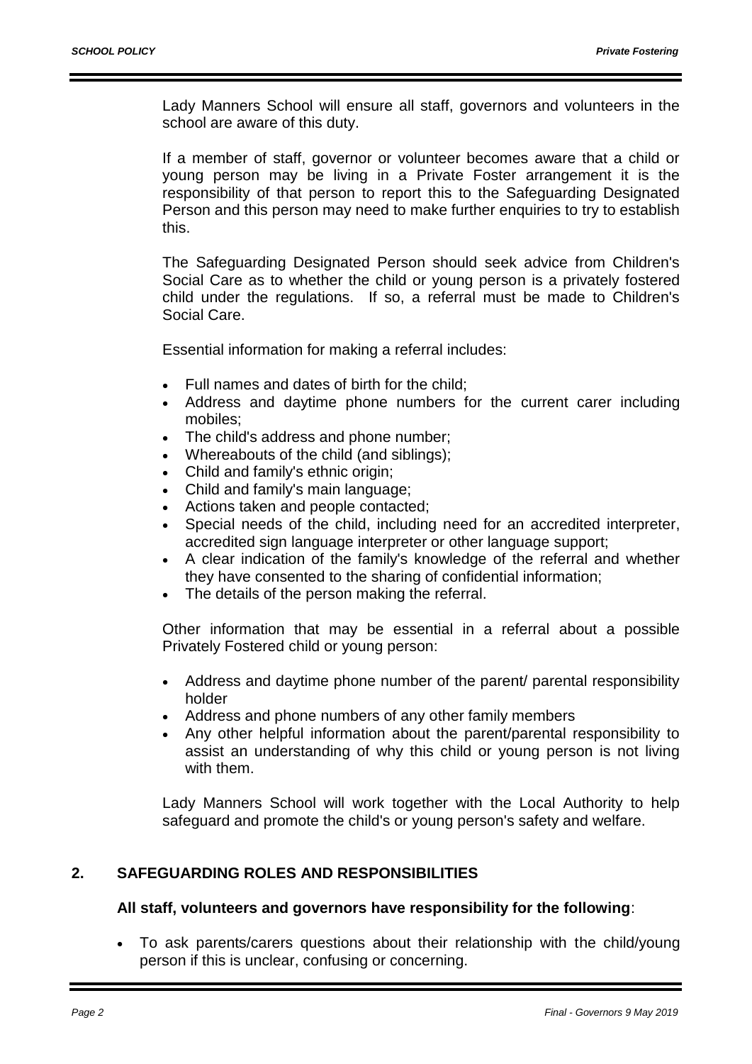Lady Manners School will ensure all staff, governors and volunteers in the school are aware of this duty.

If a member of staff, governor or volunteer becomes aware that a child or young person may be living in a Private Foster arrangement it is the responsibility of that person to report this to the Safeguarding Designated Person and this person may need to make further enquiries to try to establish this.

The Safeguarding Designated Person should seek advice from Children's Social Care as to whether the child or young person is a privately fostered child under the regulations. If so, a referral must be made to Children's Social Care.

Essential information for making a referral includes:

- Full names and dates of birth for the child;
- Address and daytime phone numbers for the current carer including mobiles;
- The child's address and phone number;
- Whereabouts of the child (and siblings);
- Child and family's ethnic origin;
- Child and family's main language;
- Actions taken and people contacted;
- Special needs of the child, including need for an accredited interpreter, accredited sign language interpreter or other language support;
- A clear indication of the family's knowledge of the referral and whether they have consented to the sharing of confidential information;
- The details of the person making the referral.

Other information that may be essential in a referral about a possible Privately Fostered child or young person:

- Address and daytime phone number of the parent/ parental responsibility holder
- Address and phone numbers of any other family members
- Any other helpful information about the parent/parental responsibility to assist an understanding of why this child or young person is not living with them.

Lady Manners School will work together with the Local Authority to help safeguard and promote the child's or young person's safety and welfare.

## 2. SAFEGUARDING ROLES AND RESPONSIBILITIES

**All staff, volunteers and governors have responsibility for the following**:

- To ask parents/carers questions about their relationship with the child/young person if this is unclear, confusing or concerning.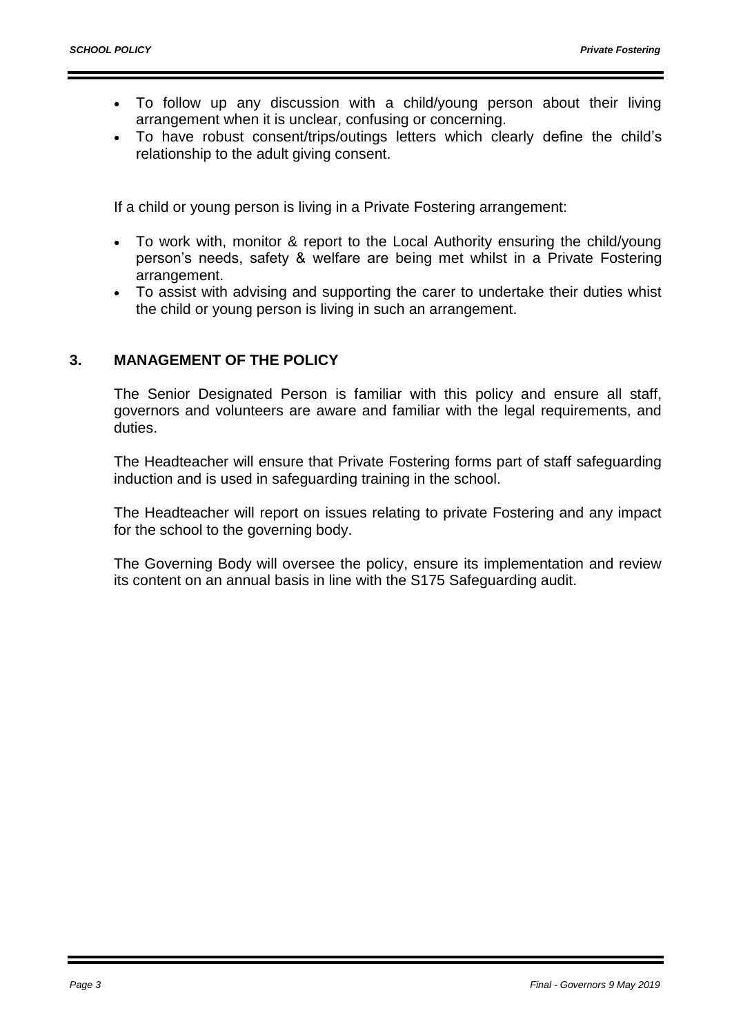- To follow up any discussion with a child/young person about their living arrangement when it is unclear, confusing or concerning.
- To have robust consent/trips/outings letters which clearly define the child's relationship to the adult giving consent.

If a child or young person is living in a Private Fostering arrangement:

- To work with, monitor & report to the Local Authority ensuring the child/young person's needs, safety & welfare are being met whilst in a Private Fostering arrangement.
- To assist with advising and supporting the carer to undertake their duties whist the child or young person is living in such an arrangement.

## 3. MANAGEMENT OF THE POLICY

The Senior Designated Person is familiar with this policy and ensure all staff, governors and volunteers are aware and familiar with the legal requirements, and duties.

The Headteacher will ensure that Private Fostering forms part of staff safeguarding induction and is used in safeguarding training in the school.

The Headteacher will report on issues relating to private Fostering and any impact for the school to the governing body.

The Governing Body will oversee the policy, ensure its implementation and review its content on an annual basis in line with the S175 Safeguarding audit.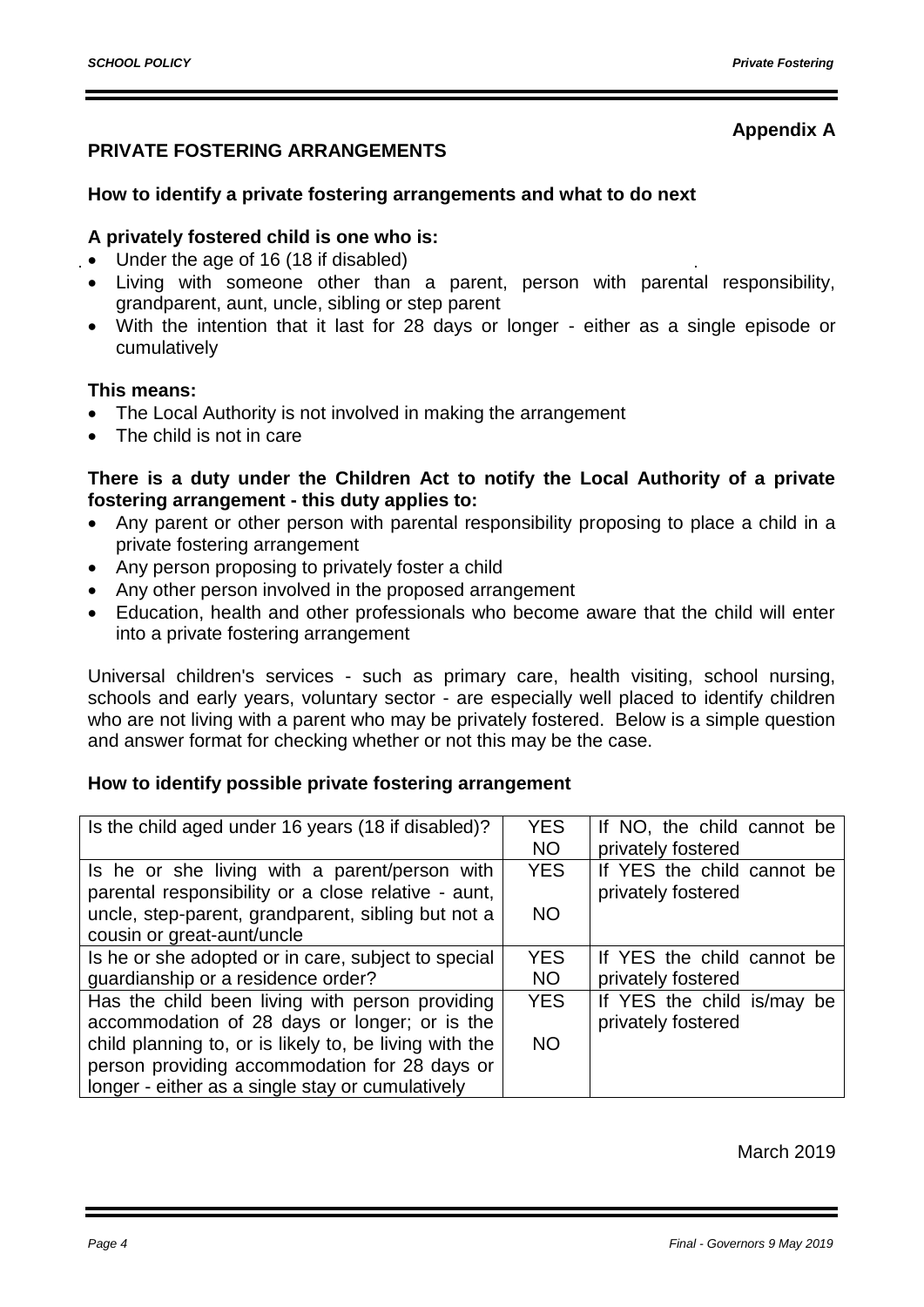**Appendix A**

## PRIVATE FOSTERING ARRANGEMENTS

### How to identify a private fostering arrangements and what to do next

**A privately fostered child is one who is:**

- Under the age of 16 (18 if disabled)
- Living with someone other than a parent, person with parental responsibility, grandparent, aunt, uncle, sibling or step parent
- With the intention that it last for 28 days or longer - either as a single episode or cumulatively

**This means:**

- The Local Authority is not involved in making the arrangement
- The child is not in care

**There is a duty under the Children Act to notify the Local Authority of a private fostering arrangement - this duty applies to:**

- Any parent or other person with parental responsibility proposing to place a child in a private fostering arrangement
- Any person proposing to privately foster a child
- Any other person involved in the proposed arrangement
- Education, health and other professionals who become aware that the child will enter into a private fostering arrangement

Universal children's services - such as primary care, health visiting, school nursing, schools and early years, voluntary sector - are especially well placed to identify children who are not living with a parent who may be privately fostered. Below is a simple question and answer format for checking whether or not this may be the case.

### How to identify possible private fostering arrangement

| | | |
|---|---|---|
| Is the child aged under 16 years (18 if disabled)? | YES<br>NO | If NO, the child cannot be privately fostered |
| Is he or she living with a parent/person with parental responsibility or a close relative - aunt, uncle, step-parent, grandparent, sibling but not a cousin or great-aunt/uncle | YES<br>NO | If YES the child cannot be privately fostered |
| Is he or she adopted or in care, subject to special guardianship or a residence order? | YES<br>NO | If YES the child cannot be privately fostered |
| Has the child been living with person providing accommodation of 28 days or longer; or is the child planning to, or is likely to, be living with the person providing accommodation for 28 days or longer - either as a single stay or cumulatively | YES<br>NO | If YES the child is/may be privately fostered |

March 2019